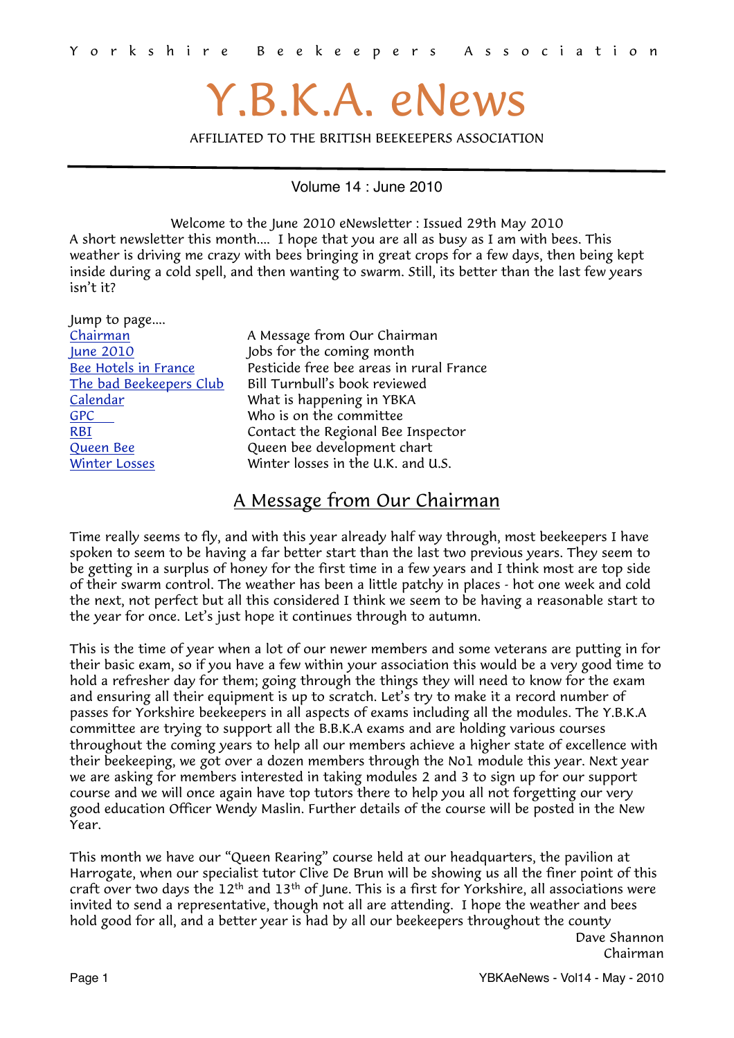Y o r k s h i r e   B e e k e e p e r s   A s s o c i a t i o n

# Y.B.K.A. eNews

AFFILIATED TO THE BRITISH BEEKEEPERS ASSOCIATION

Volume 14 : June 2010

Welcome to the June 2010 eNewsletter : Issued 29th May 2010

A short newsletter this month.... I hope that you are all as busy as I am with bees. This weather is driving me crazy with bees bringing in great crops for a few days, then being kept inside during a cold spell, and then wanting to swarm. Still, its better than the last few years isn't it?

Jump to page....

| | |
|---|---|
| Chairman | A Message from Our Chairman |
| June 2010 | Jobs for the coming month |
| Bee Hotels in France | Pesticide free bee areas in rural France |
| The bad Beekeepers Club | Bill Turnbull's book reviewed |
| Calendar | What is happening in YBKA |
| GPC | Who is on the committee |
| RBI | Contact the Regional Bee Inspector |
| Queen Bee | Queen bee development chart |
| Winter Losses | Winter losses in the U.K. and U.S. |

## A Message from Our Chairman

Time really seems to fly, and with this year already half way through, most beekeepers I have spoken to seem to be having a far better start than the last two previous years. They seem to be getting in a surplus of honey for the first time in a few years and I think most are top side of their swarm control. The weather has been a little patchy in places - hot one week and cold the next, not perfect but all this considered I think we seem to be having a reasonable start to the year for once. Let's just hope it continues through to autumn.

This is the time of year when a lot of our newer members and some veterans are putting in for their basic exam, so if you have a few within your association this would be a very good time to hold a refresher day for them; going through the things they will need to know for the exam and ensuring all their equipment is up to scratch. Let's try to make it a record number of passes for Yorkshire beekeepers in all aspects of exams including all the modules. The Y.B.K.A committee are trying to support all the B.B.K.A exams and are holding various courses throughout the coming years to help all our members achieve a higher state of excellence with their beekeeping, we got over a dozen members through the No1 module this year. Next year we are asking for members interested in taking modules 2 and 3 to sign up for our support course and we will once again have top tutors there to help you all not forgetting our very good education Officer Wendy Maslin. Further details of the course will be posted in the New Year.

This month we have our "Queen Rearing" course held at our headquarters, the pavilion at Harrogate, when our specialist tutor Clive De Brun will be showing us all the finer point of this craft over two days the 12th and 13th of June. This is a first for Yorkshire, all associations were invited to send a representative, though not all are attending. I hope the weather and bees hold good for all, and a better year is had by all our beekeepers throughout the county

Dave Shannon
Chairman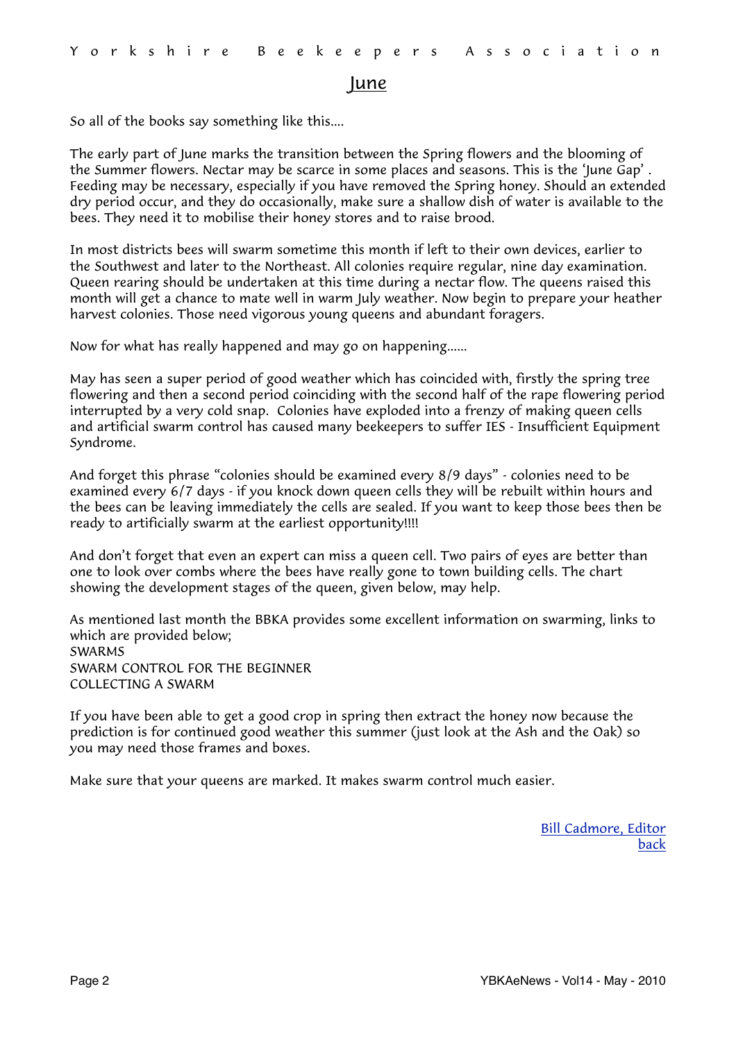## June

So all of the books say something like this....

The early part of June marks the transition between the Spring flowers and the blooming of the Summer flowers. Nectar may be scarce in some places and seasons. This is the 'June Gap' . Feeding may be necessary, especially if you have removed the Spring honey. Should an extended dry period occur, and they do occasionally, make sure a shallow dish of water is available to the bees. They need it to mobilise their honey stores and to raise brood.

In most districts bees will swarm sometime this month if left to their own devices, earlier to the Southwest and later to the Northeast. All colonies require regular, nine day examination. Queen rearing should be undertaken at this time during a nectar flow. The queens raised this month will get a chance to mate well in warm July weather. Now begin to prepare your heather harvest colonies. Those need vigorous young queens and abundant foragers.

Now for what has really happened and may go on happening......

May has seen a super period of good weather which has coincided with, firstly the spring tree flowering and then a second period coinciding with the second half of the rape flowering period interrupted by a very cold snap. Colonies have exploded into a frenzy of making queen cells and artificial swarm control has caused many beekeepers to suffer IES - Insufficient Equipment Syndrome.

And forget this phrase "colonies should be examined every 8/9 days" - colonies need to be examined every 6/7 days - if you knock down queen cells they will be rebuilt within hours and the bees can be leaving immediately the cells are sealed. If you want to keep those bees then be ready to artificially swarm at the earliest opportunity!!!!

And don't forget that even an expert can miss a queen cell. Two pairs of eyes are better than one to look over combs where the bees have really gone to town building cells. The chart showing the development stages of the queen, given below, may help.

As mentioned last month the BBKA provides some excellent information on swarming, links to which are provided below;
SWARMS
SWARM CONTROL FOR THE BEGINNER
COLLECTING A SWARM

If you have been able to get a good crop in spring then extract the honey now because the prediction is for continued good weather this summer (just look at the Ash and the Oak) so you may need those frames and boxes.

Make sure that your queens are marked. It makes swarm control much easier.

Bill Cadmore, Editor
back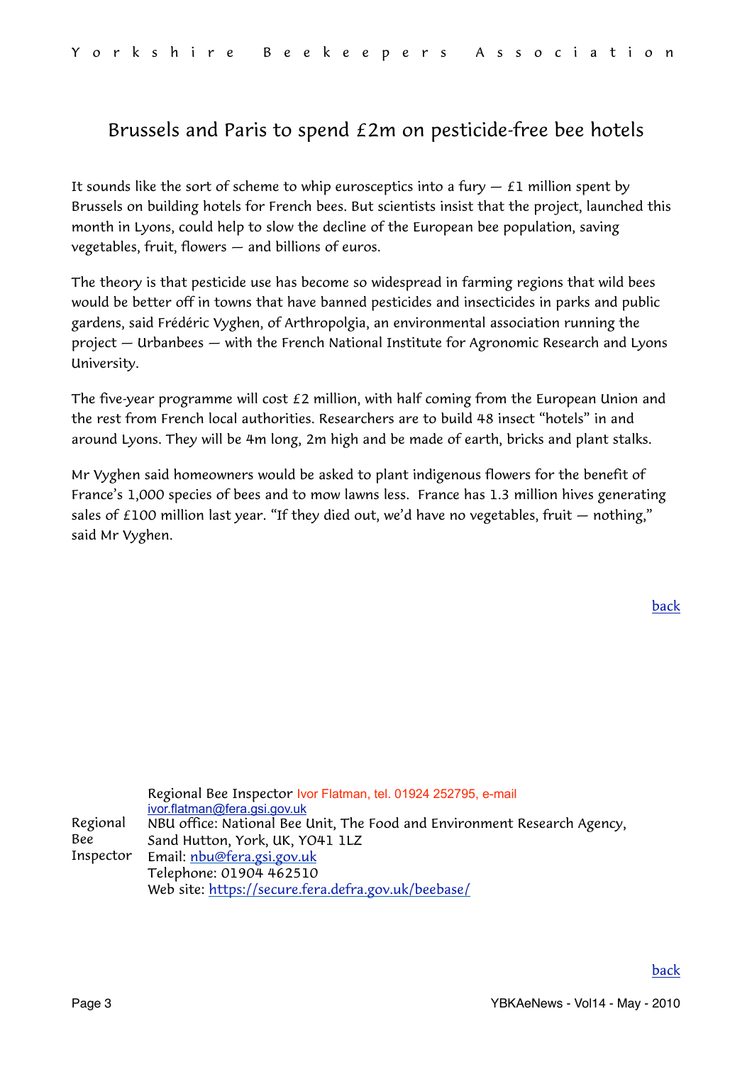# Brussels and Paris to spend £2m on pesticide-free bee hotels

It sounds like the sort of scheme to whip eurosceptics into a fury — £1 million spent by Brussels on building hotels for French bees. But scientists insist that the project, launched this month in Lyons, could help to slow the decline of the European bee population, saving vegetables, fruit, flowers — and billions of euros.

The theory is that pesticide use has become so widespread in farming regions that wild bees would be better off in towns that have banned pesticides and insecticides in parks and public gardens, said Frédéric Vyghen, of Arthropolgia, an environmental association running the project — Urbanbees — with the French National Institute for Agronomic Research and Lyons University.

The five-year programme will cost £2 million, with half coming from the European Union and the rest from French local authorities. Researchers are to build 48 insect "hotels" in and around Lyons. They will be 4m long, 2m high and be made of earth, bricks and plant stalks.

Mr Vyghen said homeowners would be asked to plant indigenous flowers for the benefit of France's 1,000 species of bees and to mow lawns less. France has 1.3 million hives generating sales of £100 million last year. "If they died out, we'd have no vegetables, fruit — nothing," said Mr Vyghen.

back

Regional Bee Inspector

Regional Bee Inspector Ivor Flatman, tel. 01924 252795, e-mail ivor.flatman@fera.gsi.gov.uk
NBU office: National Bee Unit, The Food and Environment Research Agency, Sand Hutton, York, UK, YO41 1LZ
Email: nbu@fera.gsi.gov.uk
Telephone: 01904 462510
Web site: https://secure.fera.defra.gov.uk/beebase/

back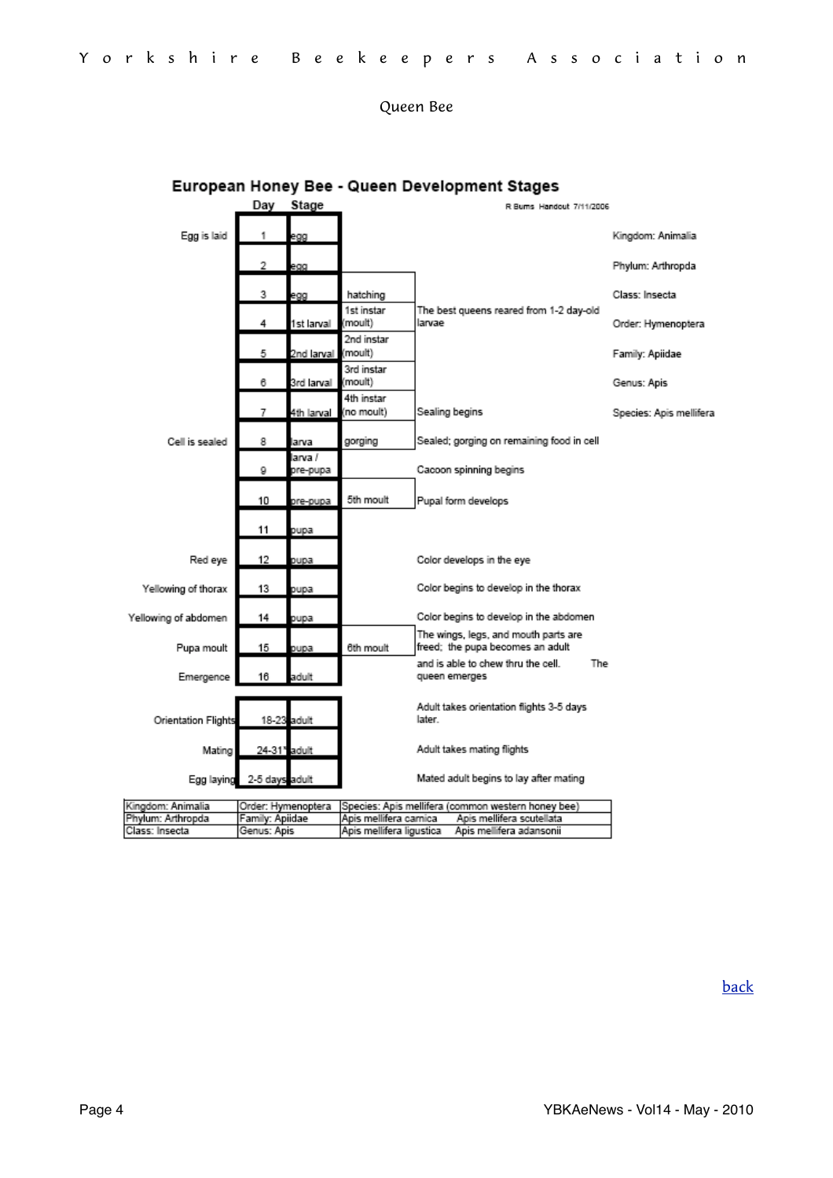## Queen Bee

### European Honey Bee - Queen Development Stages

R Burns Handout 7/11/2006

| | Day | Stage | | | |
|---|---|---|---|---|---|
| Egg is laid | 1 | egg | | | Kingdom: Animalia |
| | 2 | egg | | | Phylum: Arthropda |
| | 3 | egg | hatching | | Class: Insecta |
| | 4 | 1st larval | 1st instar (moult) | The best queens reared from 1-2 day-old larvae | Order: Hymenoptera |
| | 5 | 2nd larval | 2nd instar (moult) | | Family: Apiidae |
| | 6 | 3rd larval | 3rd instar (moult) | | Genus: Apis |
| | 7 | 4th larval | 4th instar (no moult) | Sealing begins | Species: Apis mellifera |
| Cell is sealed | 8 | larva | gorging | Sealed; gorging on remaining food in cell | |
| | 9 | larva / pre-pupa | | Cacoon spinning begins | |
| | 10 | pre-pupa | 5th moult | Pupal form develops | |
| | 11 | pupa | | | |
| Red eye | 12 | pupa | | Color develops in the eye | |
| Yellowing of thorax | 13 | pupa | | Color begins to develop in the thorax | |
| Yellowing of abdomen | 14 | pupa | | Color begins to develop in the abdomen | |
| Pupa moult | 15 | pupa | 6th moult | The wings, legs, and mouth parts are freed; the pupa becomes an adult | |
| Emergence | 16 | adult | | and is able to chew thru the cell. The queen emerges | |
| Orientation Flights | 18-23 | adult | | Adult takes orientation flights 3-5 days later. | |
| Mating | 24-31 | adult | | Adult takes mating flights | |
| Egg laying | 2-5 days | adult | | Mated adult begins to lay after mating | |

| | | | |
|---|---|---|---|
| Kingdom: Animalia | Order: Hymenoptera | Species: Apis mellifera (common western honey bee) | |
| Phylum: Arthropda | Family: Apiidae | Apis mellifera carnica | Apis mellifera scutellata |
| Class: Insecta | Genus: Apis | Apis mellifera ligustica | Apis mellifera adansonii |

back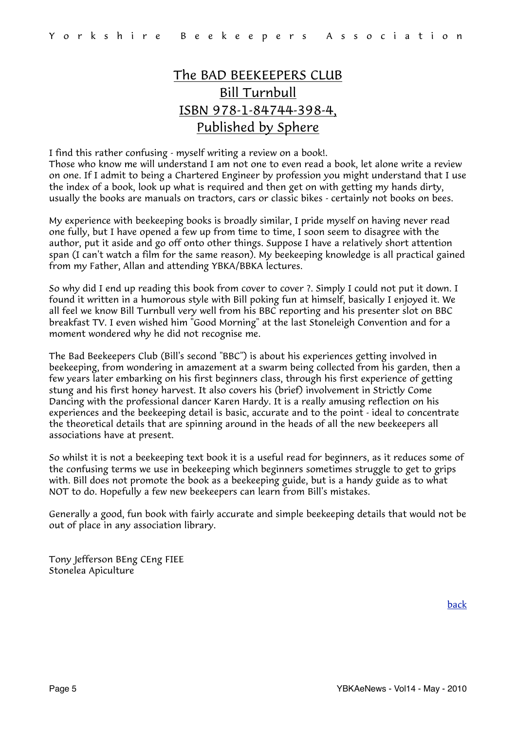# The BAD BEEKEEPERS CLUB

## Bill Turnbull

## ISBN 978-1-84744-398-4,

## Published by Sphere

I find this rather confusing - myself writing a review on a book!.
Those who know me will understand I am not one to even read a book, let alone write a review on one. If I admit to being a Chartered Engineer by profession you might understand that I use the index of a book, look up what is required and then get on with getting my hands dirty, usually the books are manuals on tractors, cars or classic bikes - certainly not books on bees.

My experience with beekeeping books is broadly similar, I pride myself on having never read one fully, but I have opened a few up from time to time, I soon seem to disagree with the author, put it aside and go off onto other things. Suppose I have a relatively short attention span (I can't watch a film for the same reason). My beekeeping knowledge is all practical gained from my Father, Allan and attending YBKA/BBKA lectures.

So why did I end up reading this book from cover to cover ?. Simply I could not put it down. I found it written in a humorous style with Bill poking fun at himself, basically I enjoyed it. We all feel we know Bill Turnbull very well from his BBC reporting and his presenter slot on BBC breakfast TV. I even wished him "Good Morning" at the last Stoneleigh Convention and for a moment wondered why he did not recognise me.

The Bad Beekeepers Club (Bill's second "BBC") is about his experiences getting involved in beekeeping, from wondering in amazement at a swarm being collected from his garden, then a few years later embarking on his first beginners class, through his first experience of getting stung and his first honey harvest. It also covers his (brief) involvement in Strictly Come Dancing with the professional dancer Karen Hardy. It is a really amusing reflection on his experiences and the beekeeping detail is basic, accurate and to the point - ideal to concentrate the theoretical details that are spinning around in the heads of all the new beekeepers all associations have at present.

So whilst it is not a beekeeping text book it is a useful read for beginners, as it reduces some of the confusing terms we use in beekeeping which beginners sometimes struggle to get to grips with. Bill does not promote the book as a beekeeping guide, but is a handy guide as to what NOT to do. Hopefully a few new beekeepers can learn from Bill's mistakes.

Generally a good, fun book with fairly accurate and simple beekeeping details that would not be out of place in any association library.

Tony Jefferson BEng CEng FIEE
Stonelea Apiculture

back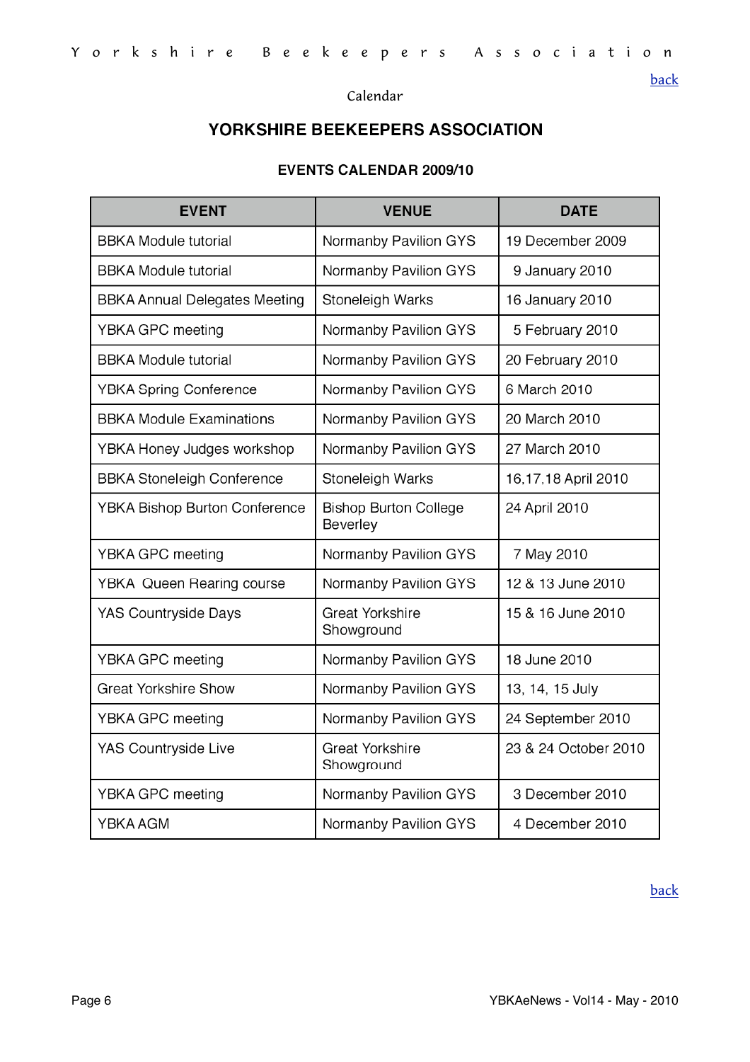[back](#)

Calendar

## YORKSHIRE BEEKEEPERS ASSOCIATION

### EVENTS CALENDAR 2009/10

| EVENT | VENUE | DATE |
|---|---|---|
| BBKA Module tutorial | Normanby Pavilion GYS | 19 December 2009 |
| BBKA Module tutorial | Normanby Pavilion GYS | 9 January 2010 |
| BBKA Annual Delegates Meeting | Stoneleigh Warks | 16 January 2010 |
| YBKA GPC meeting | Normanby Pavilion GYS | 5 February 2010 |
| BBKA Module tutorial | Normanby Pavilion GYS | 20 February 2010 |
| YBKA Spring Conference | Normanby Pavilion GYS | 6 March 2010 |
| BBKA Module Examinations | Normanby Pavilion GYS | 20 March 2010 |
| YBKA Honey Judges workshop | Normanby Pavilion GYS | 27 March 2010 |
| BBKA Stoneleigh Conference | Stoneleigh Warks | 16,17,18 April 2010 |
| YBKA Bishop Burton Conference | Bishop Burton College Beverley | 24 April 2010 |
| YBKA GPC meeting | Normanby Pavilion GYS | 7 May 2010 |
| YBKA Queen Rearing course | Normanby Pavilion GYS | 12 & 13 June 2010 |
| YAS Countryside Days | Great Yorkshire Showground | 15 & 16 June 2010 |
| YBKA GPC meeting | Normanby Pavilion GYS | 18 June 2010 |
| Great Yorkshire Show | Normanby Pavilion GYS | 13, 14, 15 July |
| YBKA GPC meeting | Normanby Pavilion GYS | 24 September 2010 |
| YAS Countryside Live | Great Yorkshire Showground | 23 & 24 October 2010 |
| YBKA GPC meeting | Normanby Pavilion GYS | 3 December 2010 |
| YBKA AGM | Normanby Pavilion GYS | 4 December 2010 |

[back](#)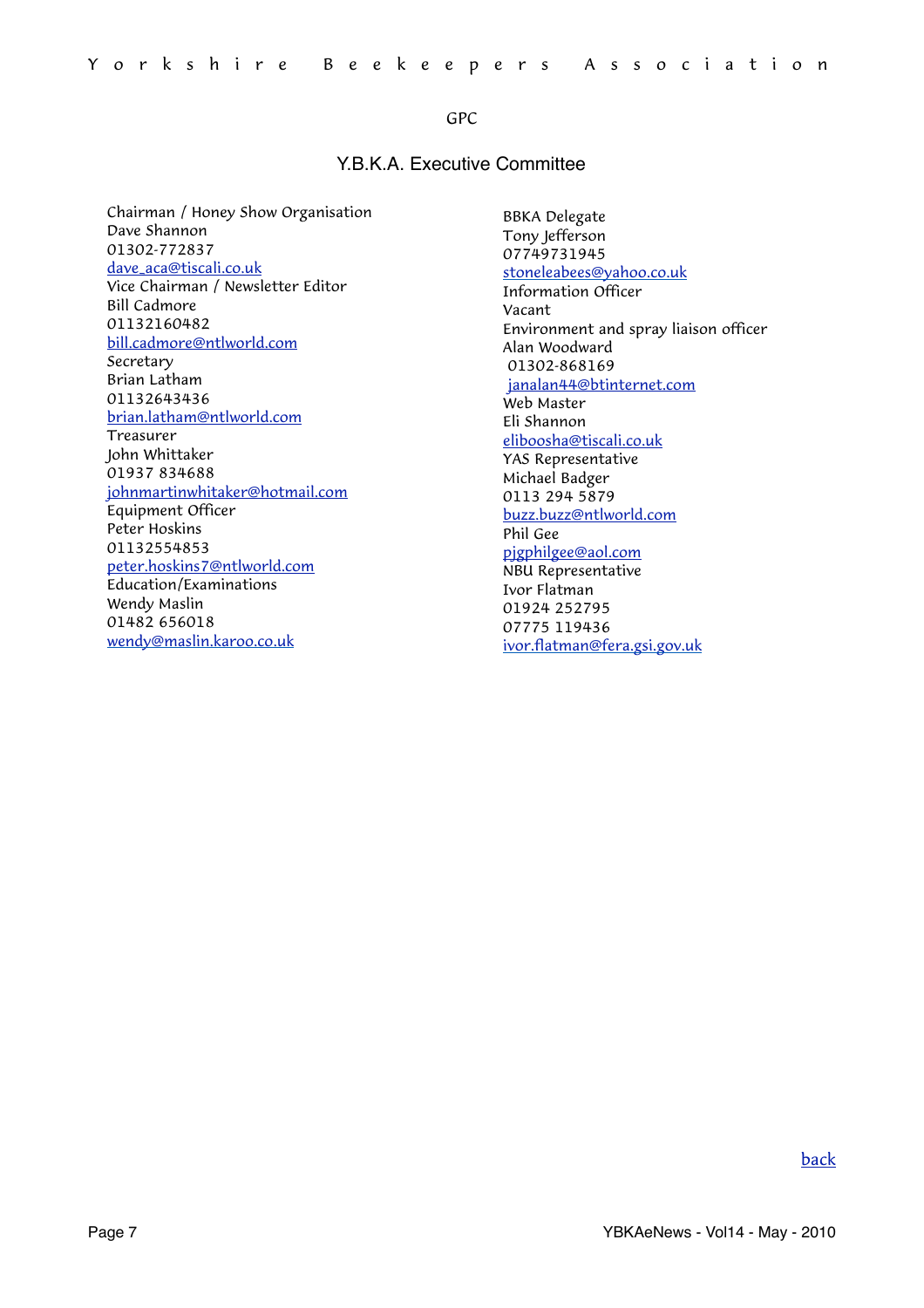GPC

## Y.B.K.A. Executive Committee

Chairman / Honey Show Organisation
Dave Shannon
01302-772837
dave_aca@tiscali.co.uk

Vice Chairman / Newsletter Editor
Bill Cadmore
01132160482
bill.cadmore@ntlworld.com

Secretary
Brian Latham
01132643436
brian.latham@ntlworld.com

Treasurer
John Whittaker
01937 834688
johnmartinwhitaker@hotmail.com

Equipment Officer
Peter Hoskins
01132554853
peter.hoskins7@ntlworld.com

Education/Examinations
Wendy Maslin
01482 656018
wendy@maslin.karoo.co.uk

BBKA Delegate
Tony Jefferson
07749731945
stoneleabees@yahoo.co.uk

Information Officer
Vacant

Environment and spray liaison officer
Alan Woodward
01302-868169
janalan44@btinternet.com

Web Master
Eli Shannon
eliboosha@tiscali.co.uk

YAS Representative
Michael Badger
0113 294 5879
buzz.buzz@ntlworld.com

Phil Gee
pjgphilgee@aol.com

NBU Representative
Ivor Flatman
01924 252795
07775 119436
ivor.flatman@fera.gsi.gov.uk

back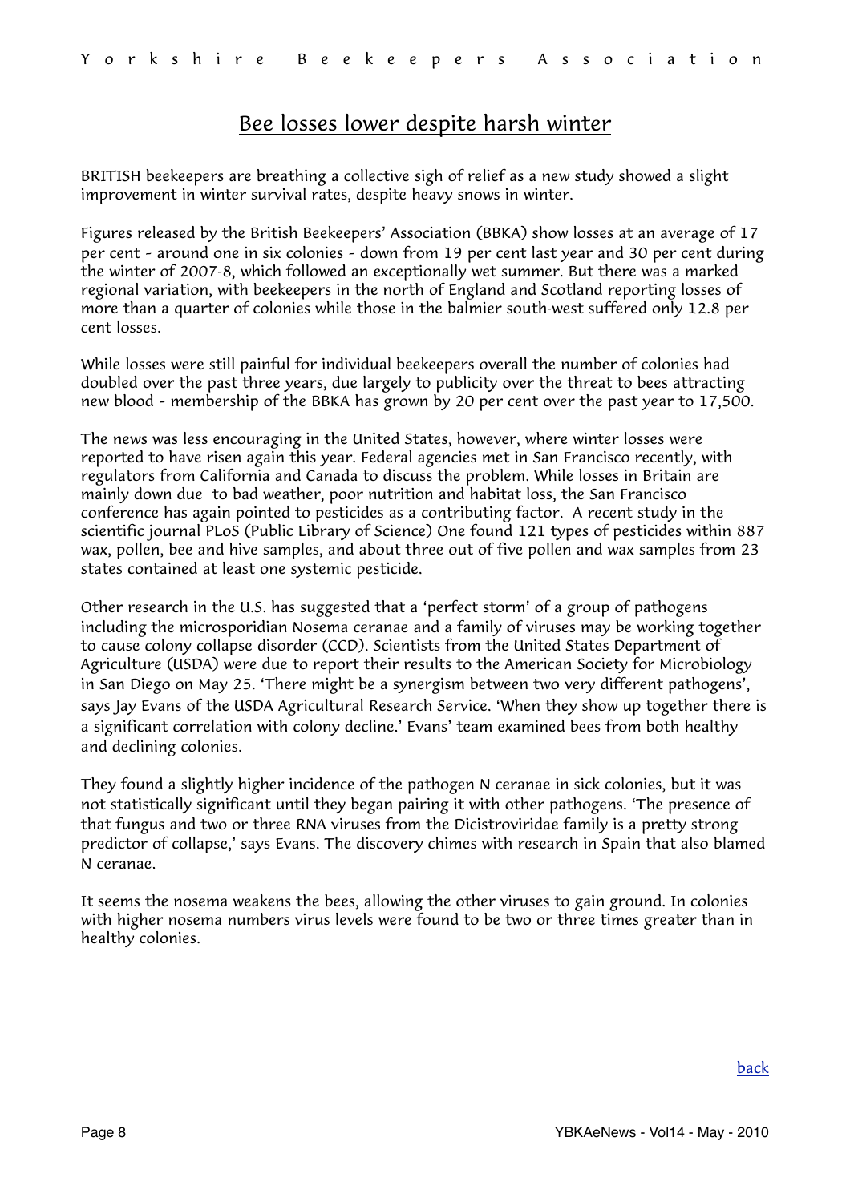## Bee losses lower despite harsh winter

BRITISH beekeepers are breathing a collective sigh of relief as a new study showed a slight improvement in winter survival rates, despite heavy snows in winter.

Figures released by the British Beekeepers' Association (BBKA) show losses at an average of 17 per cent - around one in six colonies - down from 19 per cent last year and 30 per cent during the winter of 2007-8, which followed an exceptionally wet summer. But there was a marked regional variation, with beekeepers in the north of England and Scotland reporting losses of more than a quarter of colonies while those in the balmier south-west suffered only 12.8 per cent losses.

While losses were still painful for individual beekeepers overall the number of colonies had doubled over the past three years, due largely to publicity over the threat to bees attracting new blood - membership of the BBKA has grown by 20 per cent over the past year to 17,500.

The news was less encouraging in the United States, however, where winter losses were reported to have risen again this year. Federal agencies met in San Francisco recently, with regulators from California and Canada to discuss the problem. While losses in Britain are mainly down due to bad weather, poor nutrition and habitat loss, the San Francisco conference has again pointed to pesticides as a contributing factor. A recent study in the scientific journal PLoS (Public Library of Science) One found 121 types of pesticides within 887 wax, pollen, bee and hive samples, and about three out of five pollen and wax samples from 23 states contained at least one systemic pesticide.

Other research in the U.S. has suggested that a 'perfect storm' of a group of pathogens including the microsporidian Nosema ceranae and a family of viruses may be working together to cause colony collapse disorder (CCD). Scientists from the United States Department of Agriculture (USDA) were due to report their results to the American Society for Microbiology in San Diego on May 25. 'There might be a synergism between two very different pathogens', says Jay Evans of the USDA Agricultural Research Service. 'When they show up together there is a significant correlation with colony decline.' Evans' team examined bees from both healthy and declining colonies.

They found a slightly higher incidence of the pathogen N ceranae in sick colonies, but it was not statistically significant until they began pairing it with other pathogens. 'The presence of that fungus and two or three RNA viruses from the Dicistroviridae family is a pretty strong predictor of collapse,' says Evans. The discovery chimes with research in Spain that also blamed N ceranae.

It seems the nosema weakens the bees, allowing the other viruses to gain ground. In colonies with higher nosema numbers virus levels were found to be two or three times greater than in healthy colonies.

back